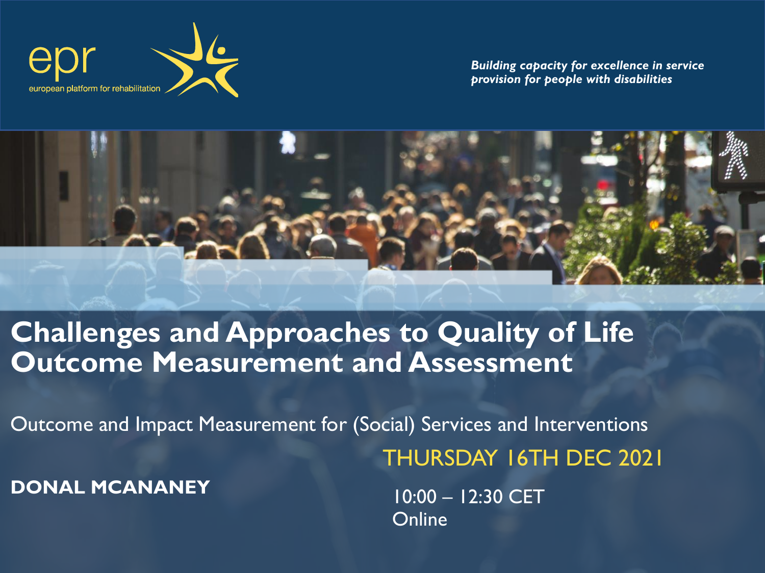epr
european platform for rehabilitation

*Building capacity for excellence in service provision for people with disabilities*

# Challenges and Approaches to Quality of Life Outcome Measurement and Assessment

Outcome and Impact Measurement for (Social) Services and Interventions

**DONAL MCANANEY**

THURSDAY 16TH DEC 2021

10:00 – 12:30 CET
Online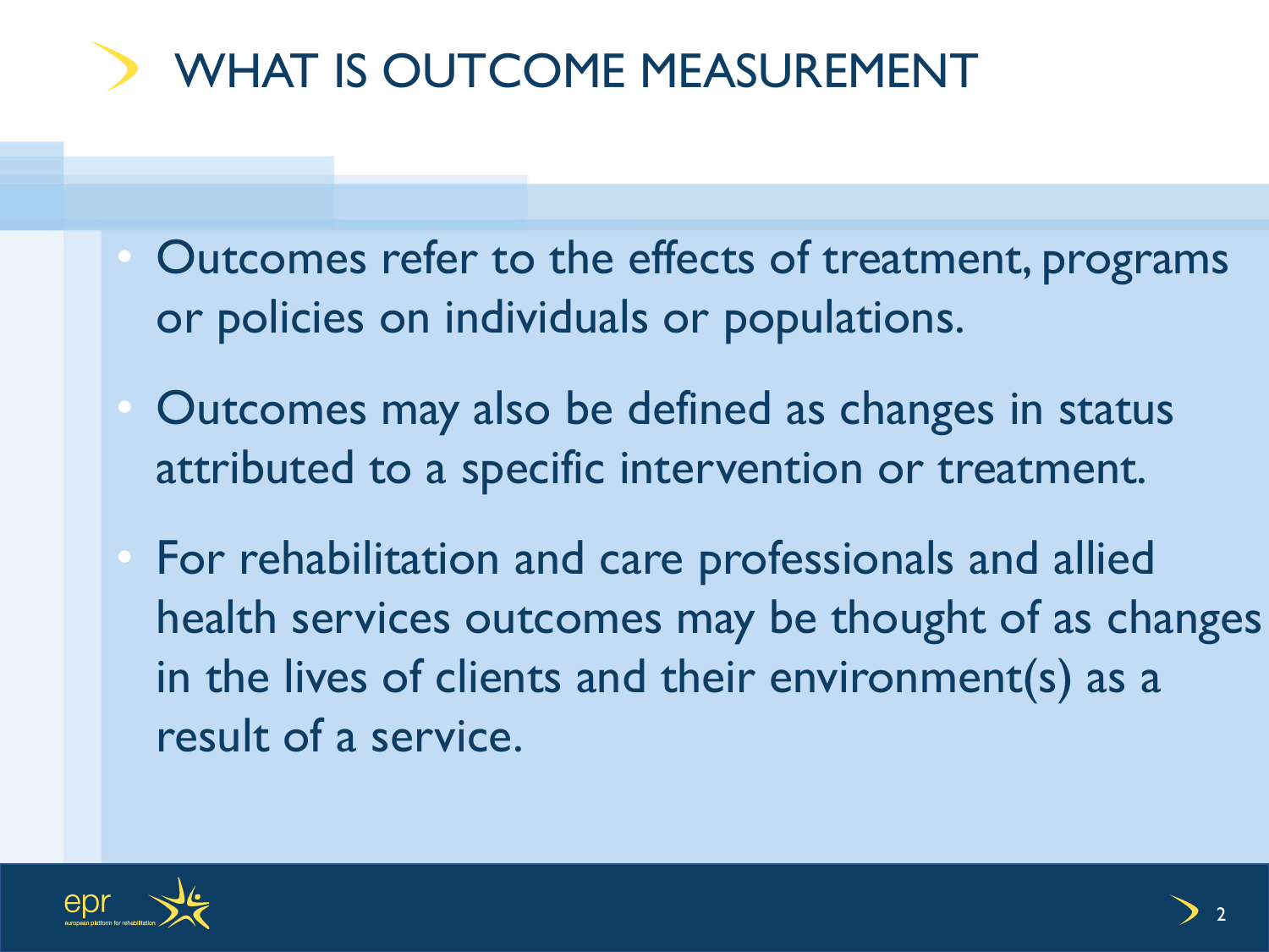# WHAT IS OUTCOME MEASUREMENT

- Outcomes refer to the effects of treatment, programs or policies on individuals or populations.
- Outcomes may also be defined as changes in status attributed to a specific intervention or treatment.
- For rehabilitation and care professionals and allied health services outcomes may be thought of as changes in the lives of clients and their environment(s) as a result of a service.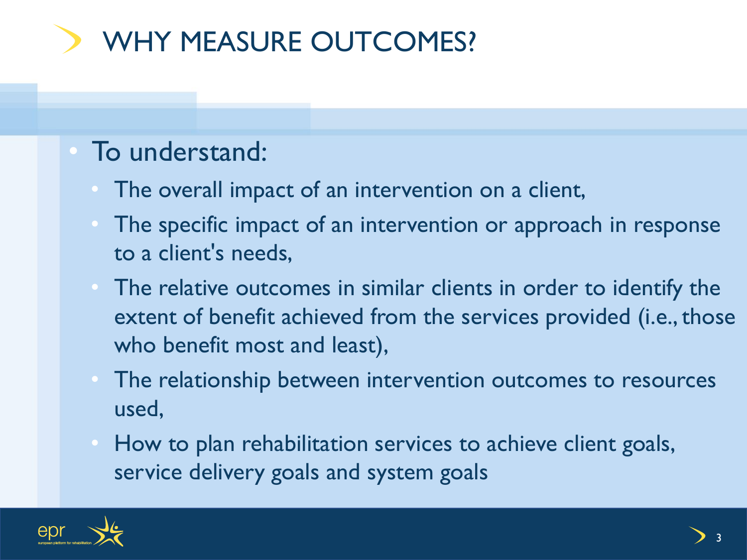# WHY MEASURE OUTCOMES?

- To understand:
  - The overall impact of an intervention on a client,
  - The specific impact of an intervention or approach in response to a client's needs,
  - The relative outcomes in similar clients in order to identify the extent of benefit achieved from the services provided (i.e., those who benefit most and least),
  - The relationship between intervention outcomes to resources used,
  - How to plan rehabilitation services to achieve client goals, service delivery goals and system goals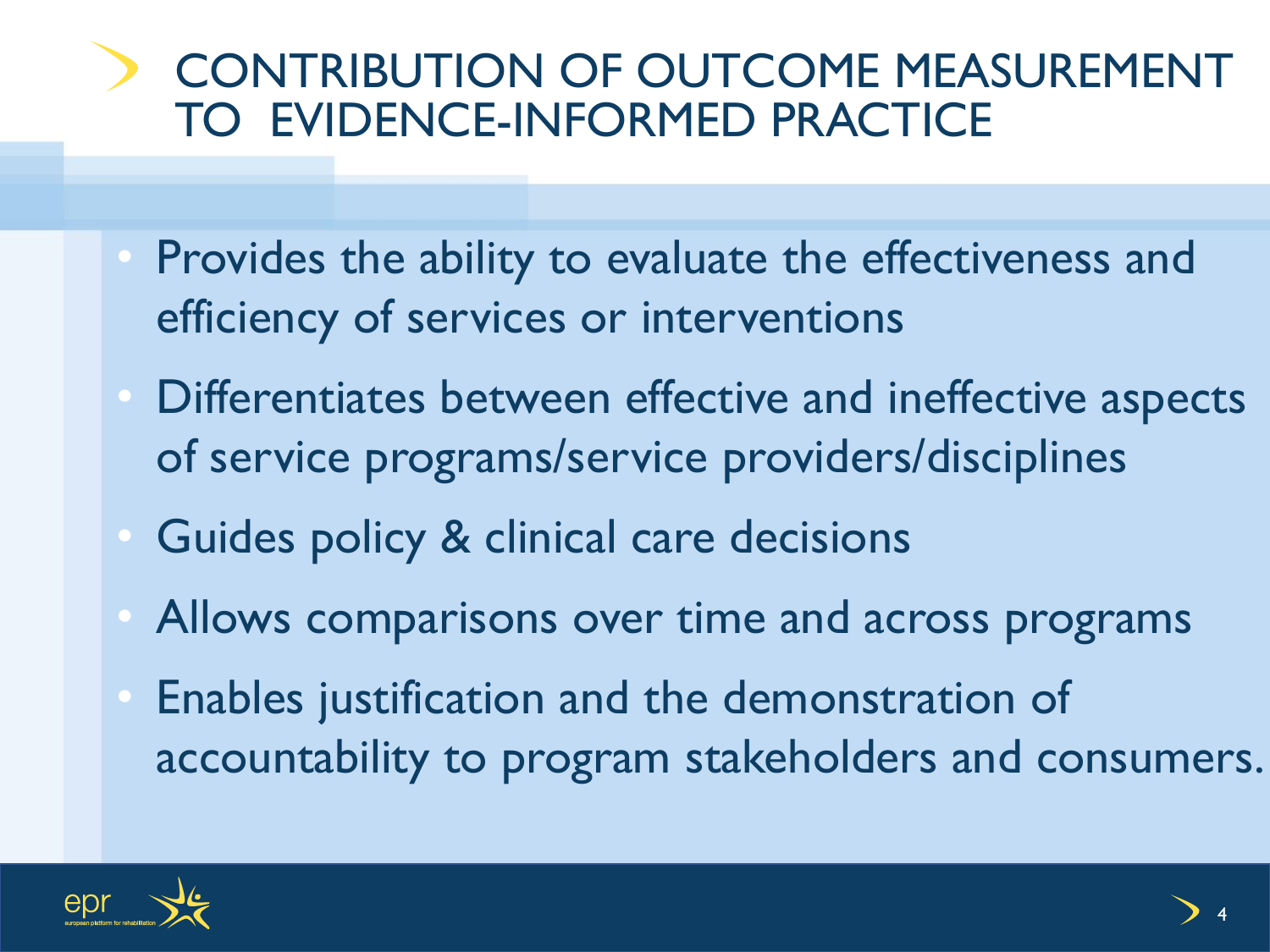# CONTRIBUTION OF OUTCOME MEASUREMENT TO EVIDENCE-INFORMED PRACTICE

- Provides the ability to evaluate the effectiveness and efficiency of services or interventions
- Differentiates between effective and ineffective aspects of service programs/service providers/disciplines
- Guides policy & clinical care decisions
- Allows comparisons over time and across programs
- Enables justification and the demonstration of accountability to program stakeholders and consumers.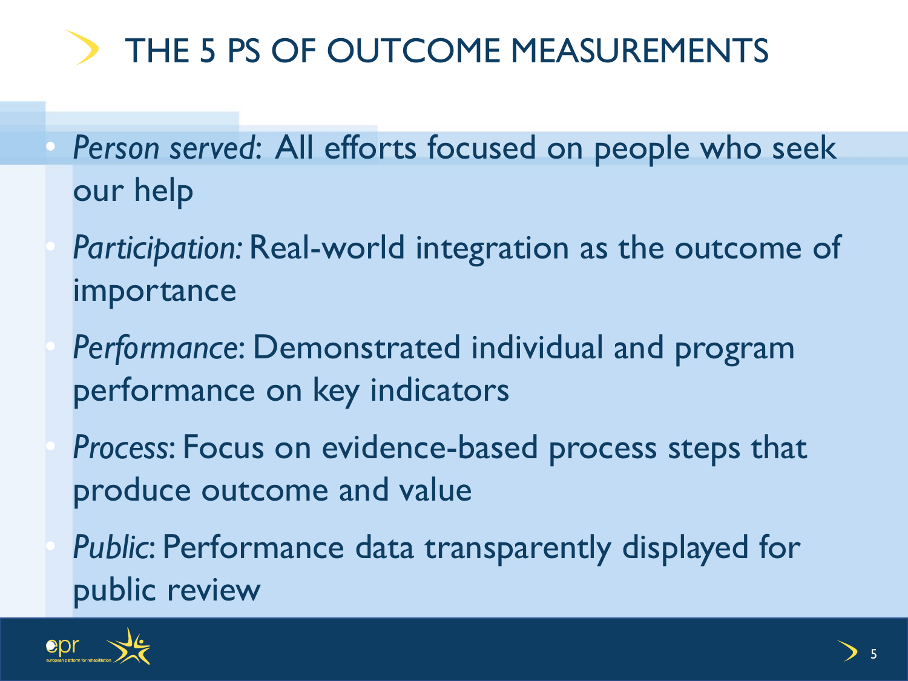# THE 5 PS OF OUTCOME MEASUREMENTS

- *Person served*: All efforts focused on people who seek our help
- *Participation:* Real-world integration as the outcome of importance
- *Performance*: Demonstrated individual and program performance on key indicators
- *Process*: Focus on evidence-based process steps that produce outcome and value
- *Public*: Performance data transparently displayed for public review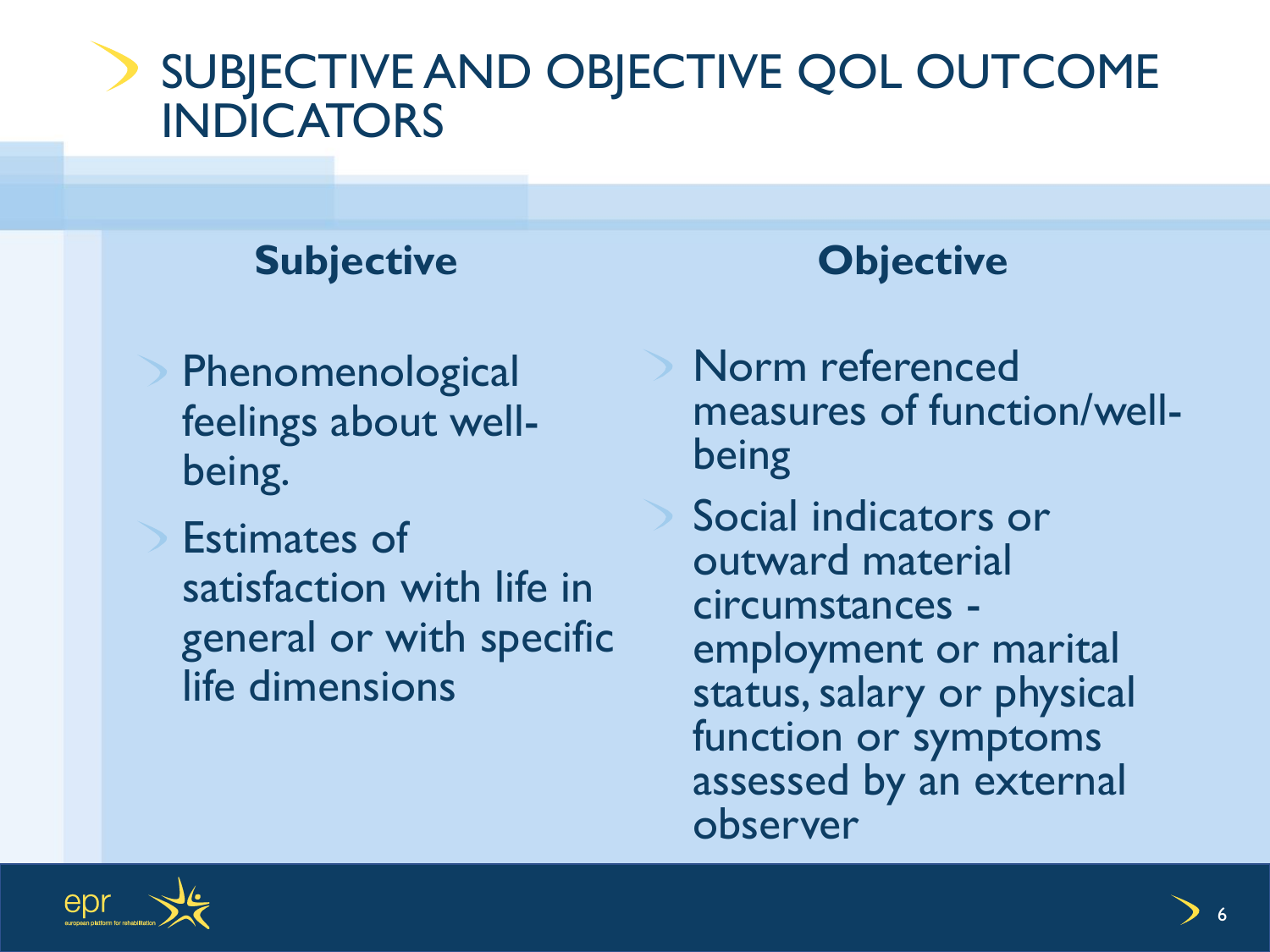# SUBJECTIVE AND OBJECTIVE QOL OUTCOME INDICATORS

## Subjective

- Phenomenological feelings about well-being.
- Estimates of satisfaction with life in general or with specific life dimensions

## Objective

- Norm referenced measures of function/well-being
- Social indicators or outward material circumstances - employment or marital status, salary or physical function or symptoms assessed by an external observer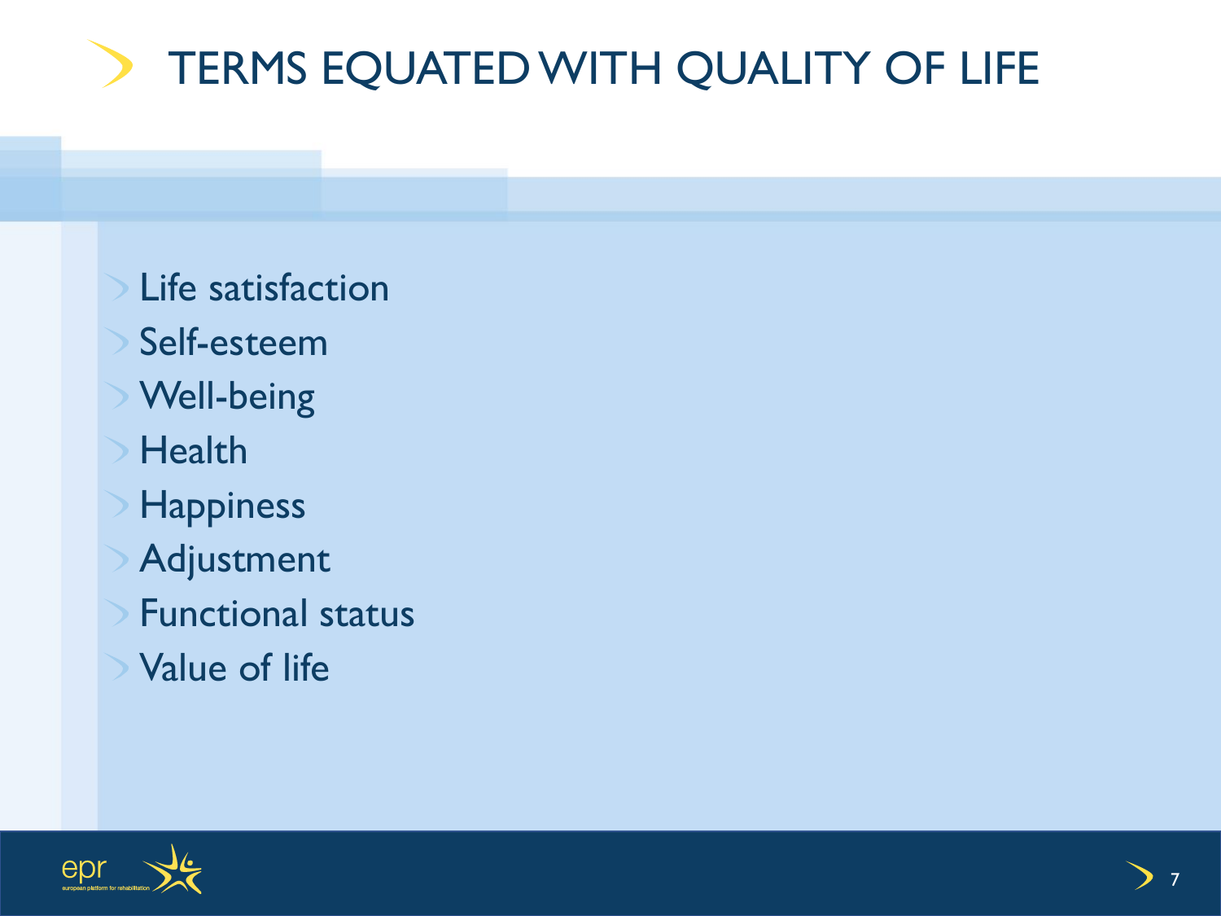# TERMS EQUATED WITH QUALITY OF LIFE

- Life satisfaction
- Self-esteem
- Well-being
- Health
- Happiness
- Adjustment
- Functional status
- Value of life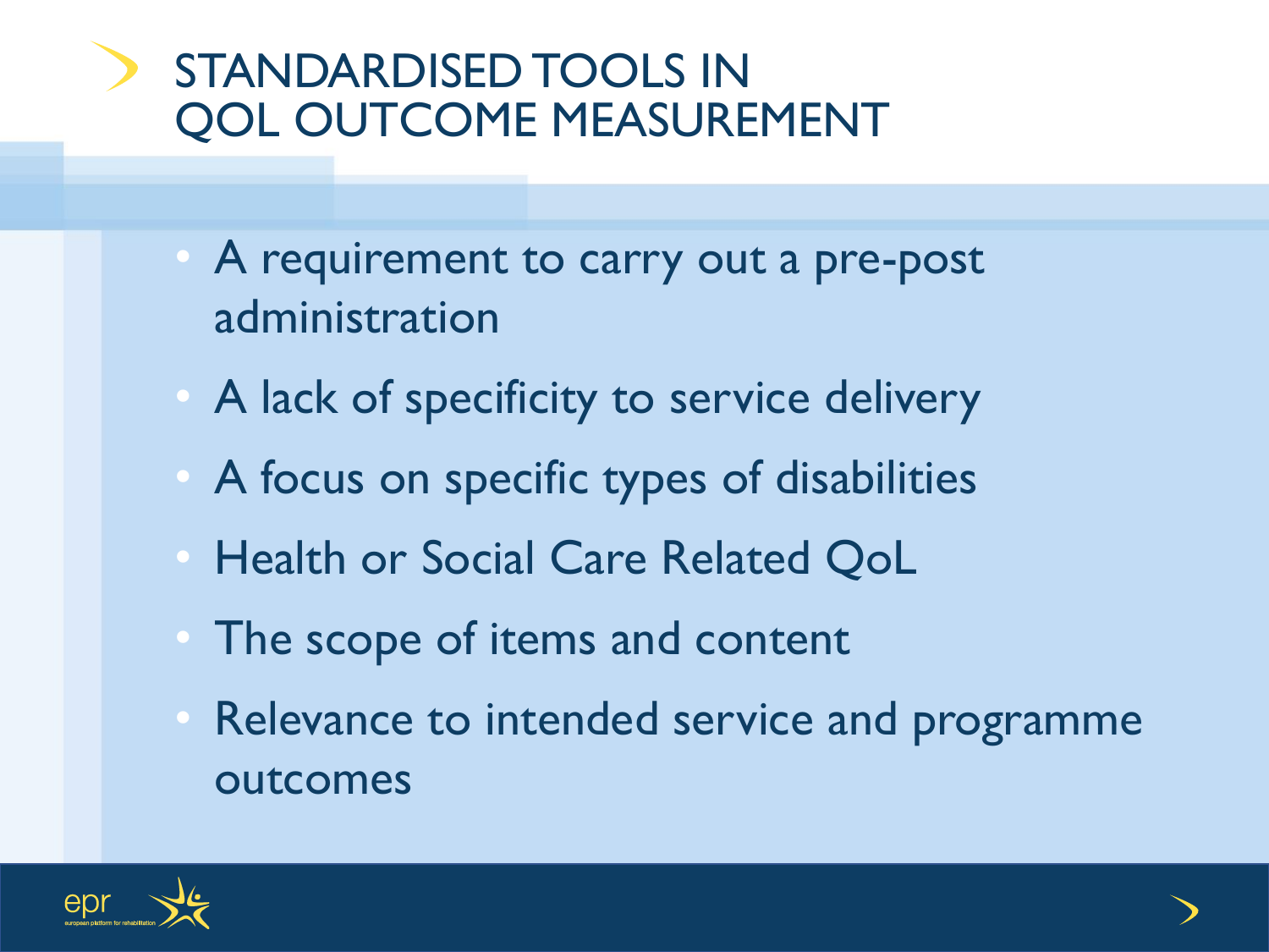# STANDARDISED TOOLS IN QOL OUTCOME MEASUREMENT

- A requirement to carry out a pre-post administration
- A lack of specificity to service delivery
- A focus on specific types of disabilities
- Health or Social Care Related QoL
- The scope of items and content
- Relevance to intended service and programme outcomes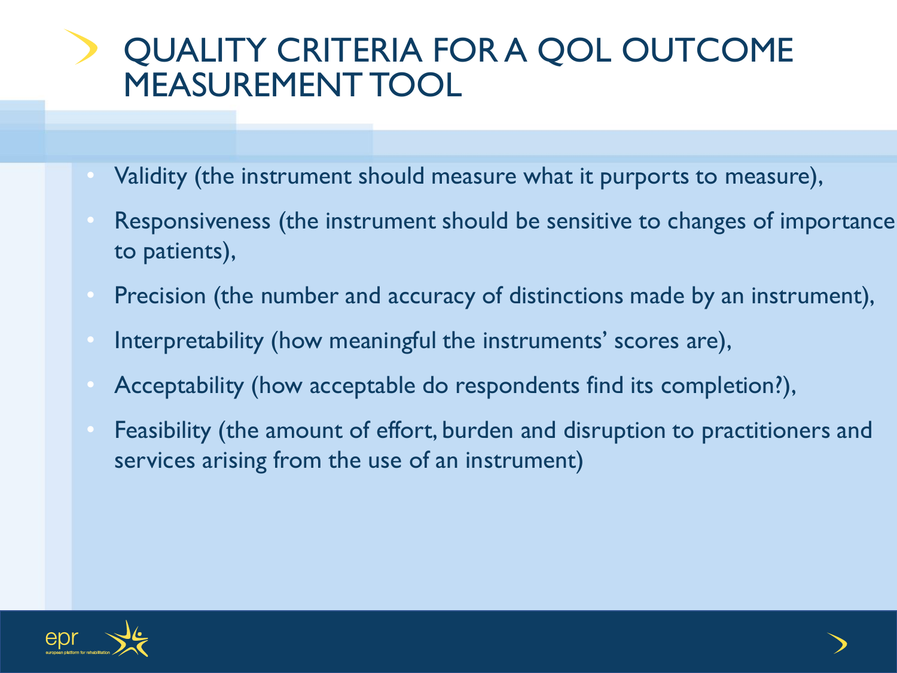# QUALITY CRITERIA FOR A QOL OUTCOME MEASUREMENT TOOL

- Validity (the instrument should measure what it purports to measure),
- Responsiveness (the instrument should be sensitive to changes of importance to patients),
- Precision (the number and accuracy of distinctions made by an instrument),
- Interpretability (how meaningful the instruments' scores are),
- Acceptability (how acceptable do respondents find its completion?),
- Feasibility (the amount of effort, burden and disruption to practitioners and services arising from the use of an instrument)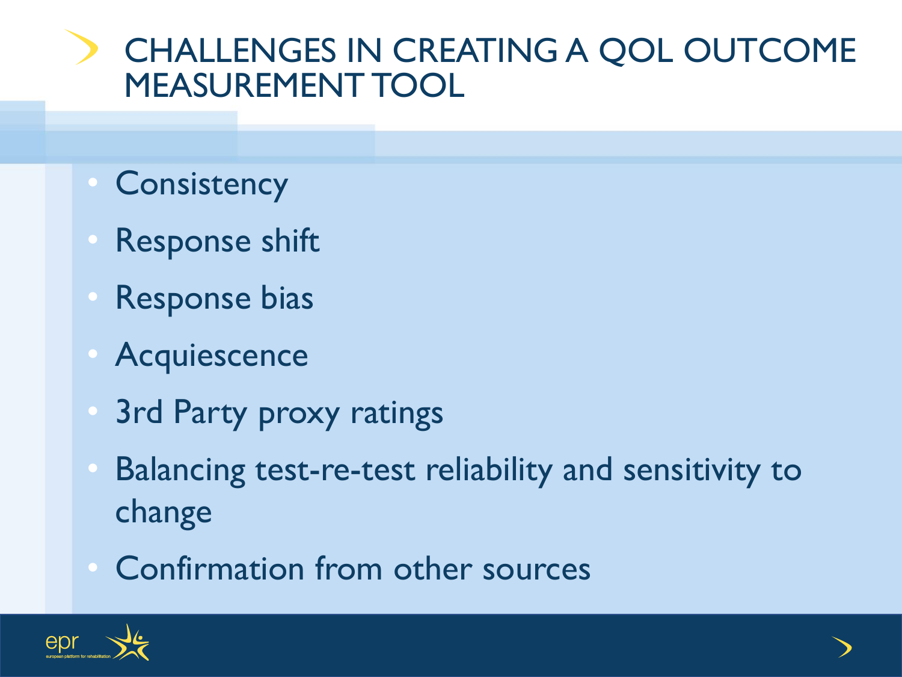# CHALLENGES IN CREATING A QOL OUTCOME MEASUREMENT TOOL

- Consistency
- Response shift
- Response bias
- Acquiescence
- 3rd Party proxy ratings
- Balancing test-re-test reliability and sensitivity to change
- Confirmation from other sources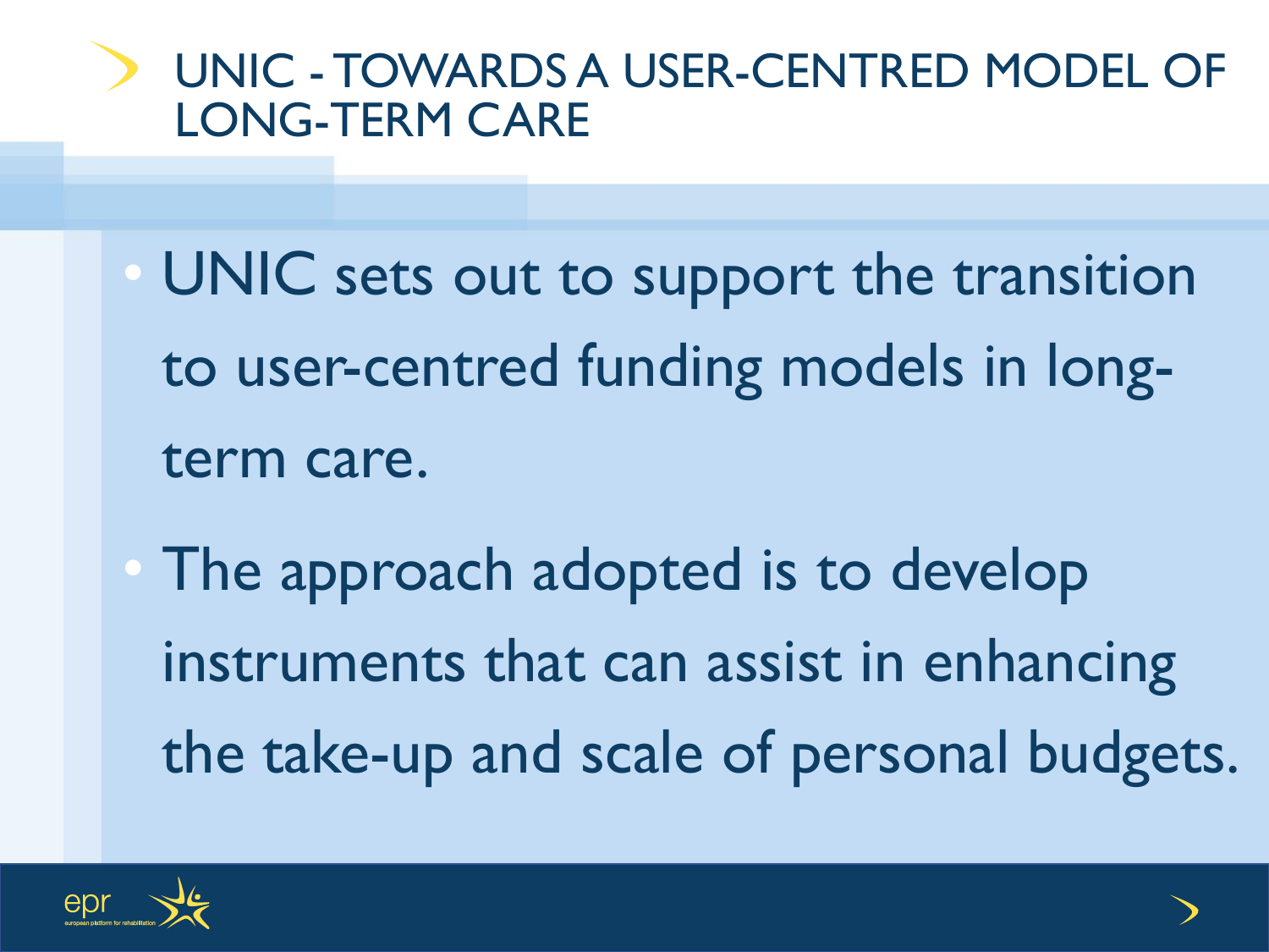# UNIC - TOWARDS A USER-CENTRED MODEL OF LONG-TERM CARE

- UNIC sets out to support the transition to user-centred funding models in long-term care.
- The approach adopted is to develop instruments that can assist in enhancing the take-up and scale of personal budgets.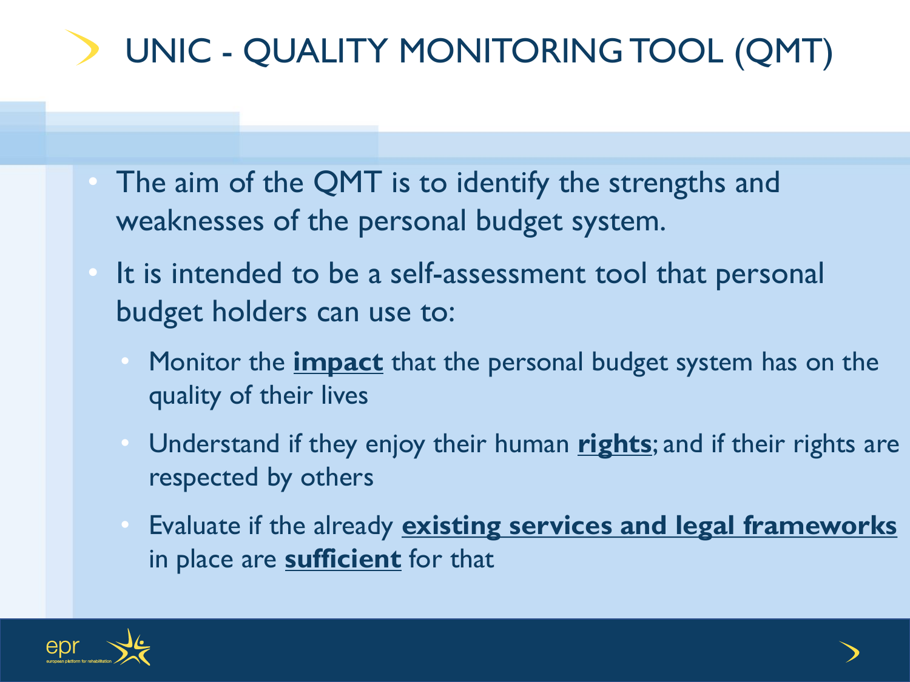# UNIC - QUALITY MONITORING TOOL (QMT)

- The aim of the QMT is to identify the strengths and weaknesses of the personal budget system.
- It is intended to be a self-assessment tool that personal budget holders can use to:
  - Monitor the **impact** that the personal budget system has on the quality of their lives
  - Understand if they enjoy their human **rights**; and if their rights are respected by others
  - Evaluate if the already **existing services and legal frameworks** in place are **sufficient** for that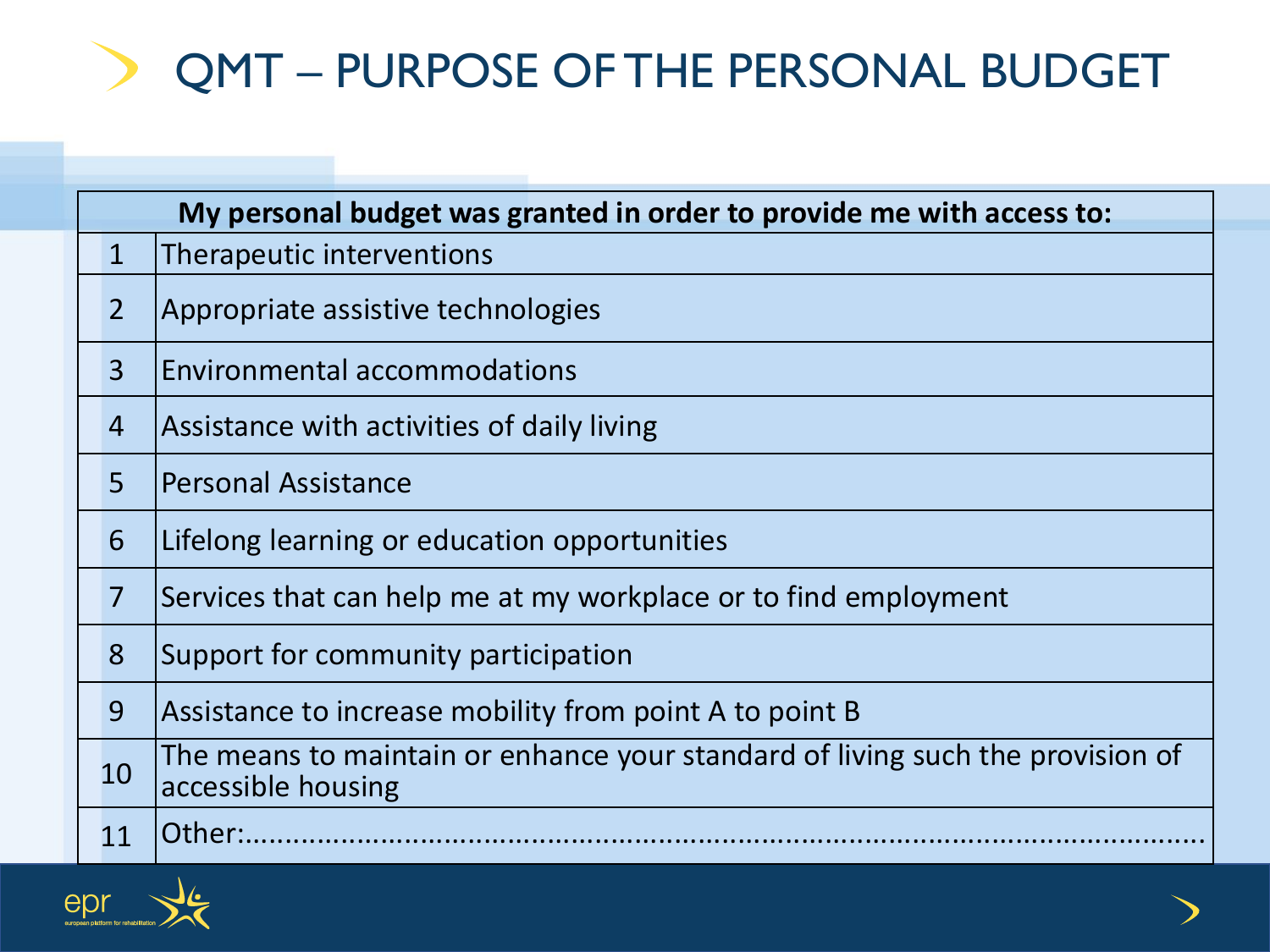# QMT – PURPOSE OF THE PERSONAL BUDGET

| My personal budget was granted in order to provide me with access to: | |
|---|---|
| 1 | Therapeutic interventions |
| 2 | Appropriate assistive technologies |
| 3 | Environmental accommodations |
| 4 | Assistance with activities of daily living |
| 5 | Personal Assistance |
| 6 | Lifelong learning or education opportunities |
| 7 | Services that can help me at my workplace or to find employment |
| 8 | Support for community participation |
| 9 | Assistance to increase mobility from point A to point B |
| 10 | The means to maintain or enhance your standard of living such the provision of accessible housing |
| 11 | Other:........................................................................................................... |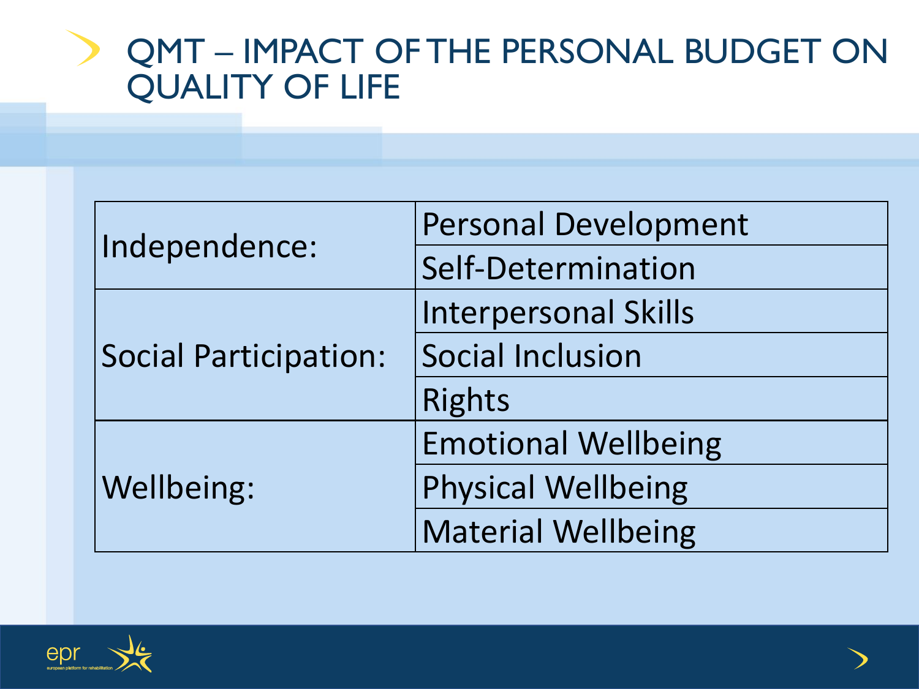# QMT – IMPACT OF THE PERSONAL BUDGET ON QUALITY OF LIFE

| | |
|---|---|
| Independence: | Personal Development |
| | Self-Determination |
| Social Participation: | Interpersonal Skills |
| | Social Inclusion |
| | Rights |
| Wellbeing: | Emotional Wellbeing |
| | Physical Wellbeing |
| | Material Wellbeing |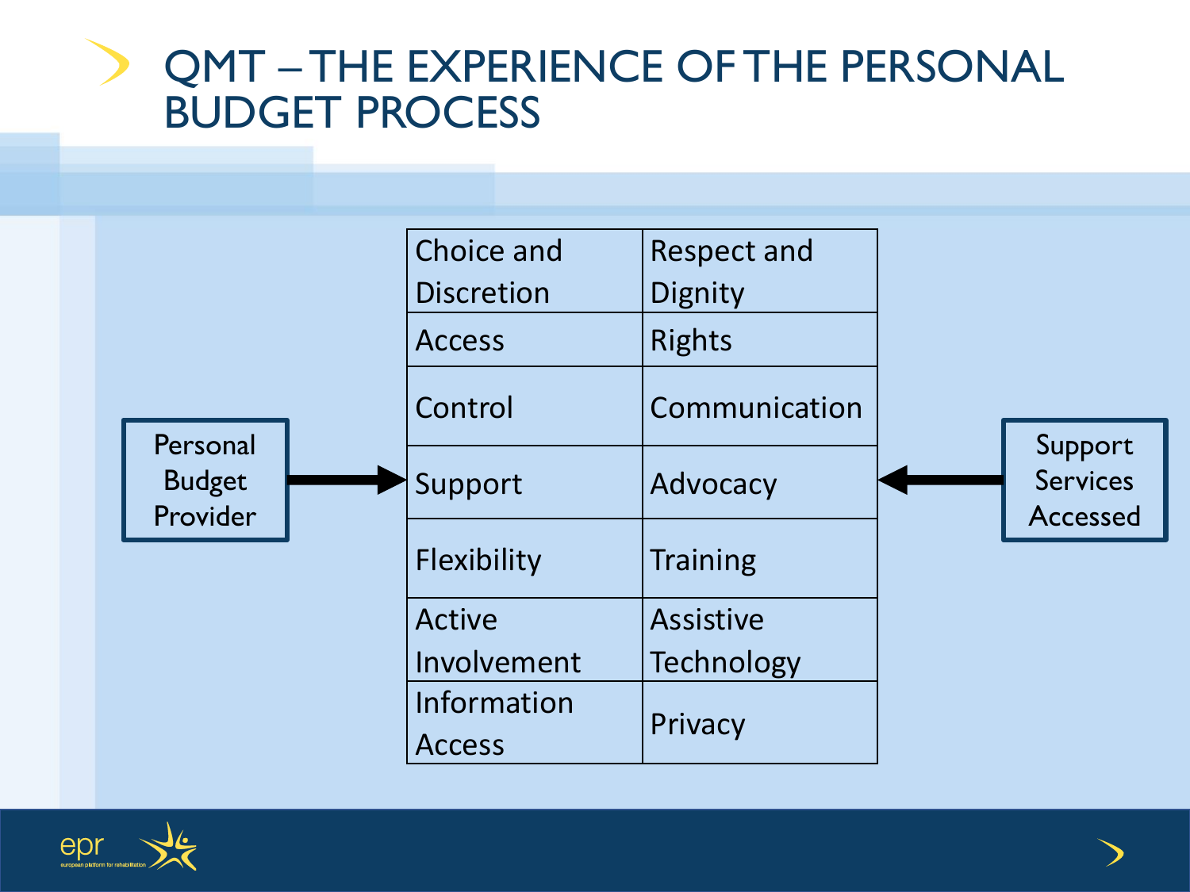# QMT – THE EXPERIENCE OF THE PERSONAL BUDGET PROCESS

Personal Budget Provider →

| | |
|---|---|
| Choice and Discretion | Respect and Dignity |
| Access | Rights |
| Control | Communication |
| Support | Advocacy |
| Flexibility | Training |
| Active Involvement | Assistive Technology |
| Information Access | Privacy |

← Support Services Accessed